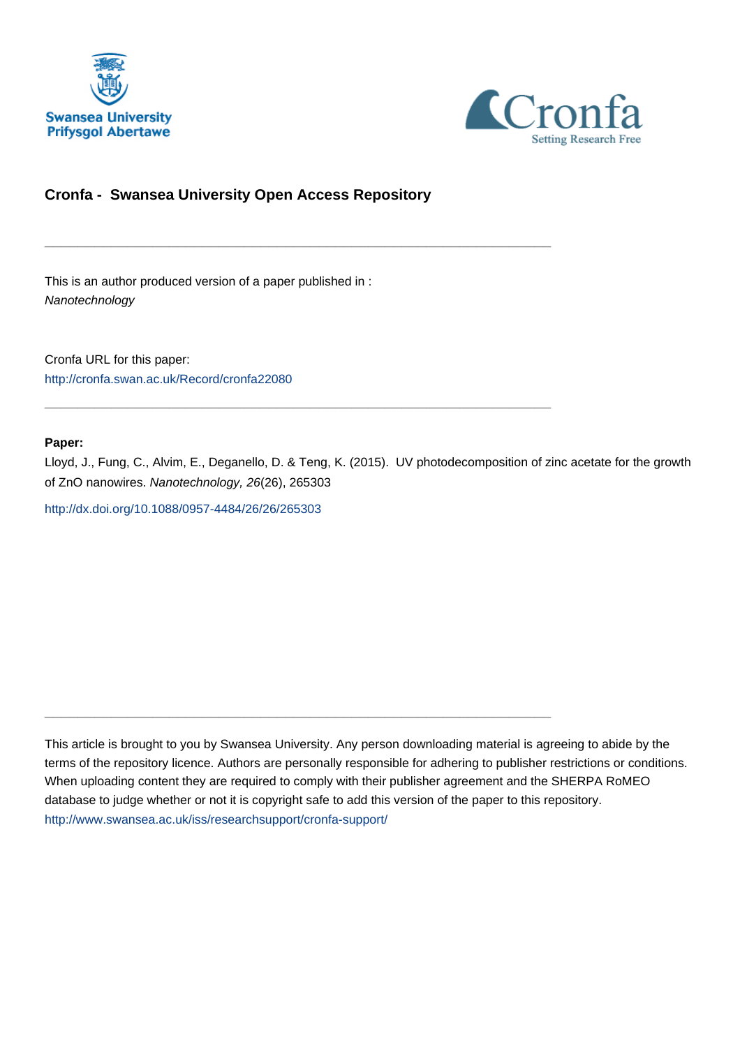Swansea University
Prifysgol Abertawe

Cronfa
Setting Research Free

## Cronfa - Swansea University Open Access Repository

---

This is an author produced version of a paper published in :
*Nanotechnology*

Cronfa URL for this paper:
http://cronfa.swan.ac.uk/Record/cronfa22080

---

**Paper:**

Lloyd, J., Fung, C., Alvim, E., Deganello, D. & Teng, K. (2015). UV photodecomposition of zinc acetate for the growth of ZnO nanowires. *Nanotechnology, 26*(26), 265303

http://dx.doi.org/10.1088/0957-4484/26/26/265303

---

This article is brought to you by Swansea University. Any person downloading material is agreeing to abide by the terms of the repository licence. Authors are personally responsible for adhering to publisher restrictions or conditions. When uploading content they are required to comply with their publisher agreement and the SHERPA RoMEO database to judge whether or not it is copyright safe to add this version of the paper to this repository.
http://www.swansea.ac.uk/iss/researchsupport/cronfa-support/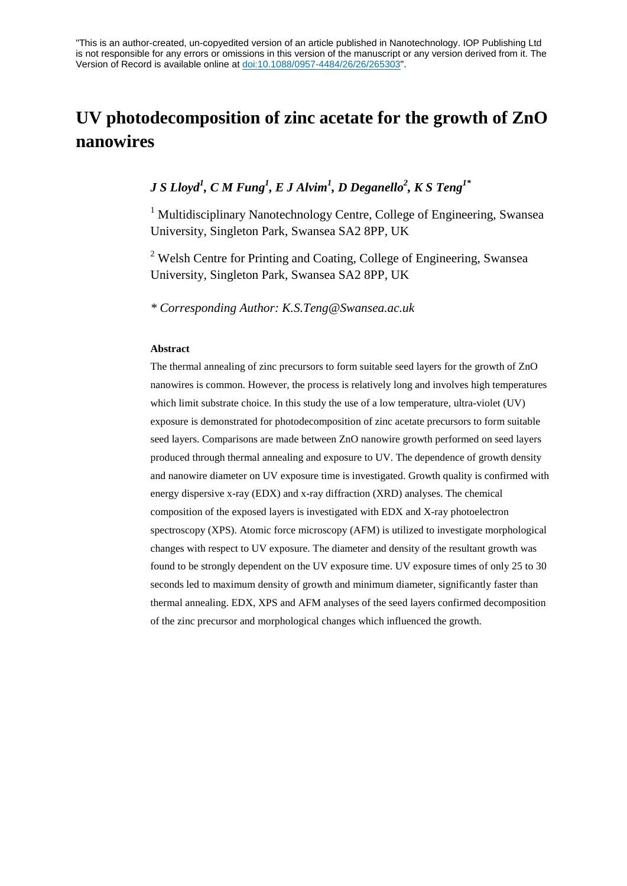"This is an author-created, un-copyedited version of an article published in Nanotechnology. IOP Publishing Ltd is not responsible for any errors or omissions in this version of the manuscript or any version derived from it. The Version of Record is available online at doi:10.1088/0957-4484/26/26/265303".

# UV photodecomposition of zinc acetate for the growth of ZnO nanowires

***J S Lloyd[1], C M Fung[1], E J Alvim[1], D Deganello[2], K S Teng[1*]***

[1] Multidisciplinary Nanotechnology Centre, College of Engineering, Swansea University, Singleton Park, Swansea SA2 8PP, UK

[2] Welsh Centre for Printing and Coating, College of Engineering, Swansea University, Singleton Park, Swansea SA2 8PP, UK

*\* Corresponding Author: K.S.Teng@Swansea.ac.uk*

**Abstract**

The thermal annealing of zinc precursors to form suitable seed layers for the growth of ZnO nanowires is common. However, the process is relatively long and involves high temperatures which limit substrate choice. In this study the use of a low temperature, ultra-violet (UV) exposure is demonstrated for photodecomposition of zinc acetate precursors to form suitable seed layers. Comparisons are made between ZnO nanowire growth performed on seed layers produced through thermal annealing and exposure to UV. The dependence of growth density and nanowire diameter on UV exposure time is investigated. Growth quality is confirmed with energy dispersive x-ray (EDX) and x-ray diffraction (XRD) analyses. The chemical composition of the exposed layers is investigated with EDX and X-ray photoelectron spectroscopy (XPS). Atomic force microscopy (AFM) is utilized to investigate morphological changes with respect to UV exposure. The diameter and density of the resultant growth was found to be strongly dependent on the UV exposure time. UV exposure times of only 25 to 30 seconds led to maximum density of growth and minimum diameter, significantly faster than thermal annealing. EDX, XPS and AFM analyses of the seed layers confirmed decomposition of the zinc precursor and morphological changes which influenced the growth.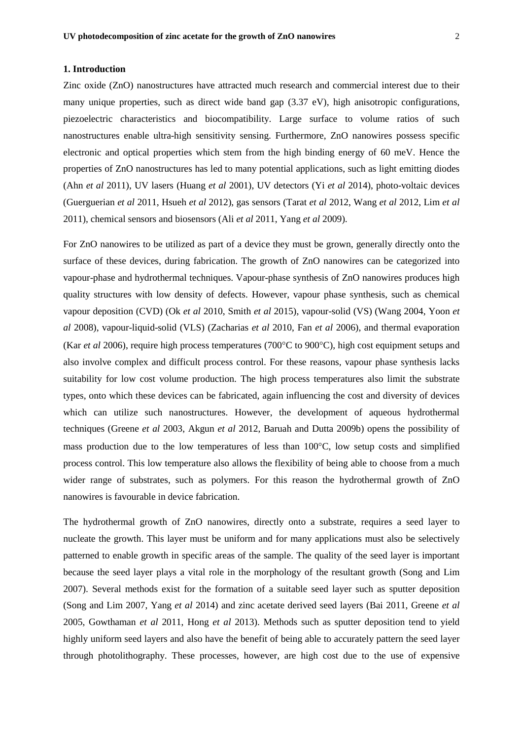## 1. Introduction

Zinc oxide (ZnO) nanostructures have attracted much research and commercial interest due to their many unique properties, such as direct wide band gap (3.37 eV), high anisotropic configurations, piezoelectric characteristics and biocompatibility. Large surface to volume ratios of such nanostructures enable ultra-high sensitivity sensing. Furthermore, ZnO nanowires possess specific electronic and optical properties which stem from the high binding energy of 60 meV. Hence the properties of ZnO nanostructures has led to many potential applications, such as light emitting diodes (Ahn *et al* 2011), UV lasers (Huang *et al* 2001), UV detectors (Yi *et al* 2014), photo-voltaic devices (Guerguerian *et al* 2011, Hsueh *et al* 2012), gas sensors (Tarat *et al* 2012, Wang *et al* 2012, Lim *et al* 2011), chemical sensors and biosensors (Ali *et al* 2011, Yang *et al* 2009).

For ZnO nanowires to be utilized as part of a device they must be grown, generally directly onto the surface of these devices, during fabrication. The growth of ZnO nanowires can be categorized into vapour-phase and hydrothermal techniques. Vapour-phase synthesis of ZnO nanowires produces high quality structures with low density of defects. However, vapour phase synthesis, such as chemical vapour deposition (CVD) (Ok *et al* 2010, Smith *et al* 2015), vapour-solid (VS) (Wang 2004, Yoon *et al* 2008), vapour-liquid-solid (VLS) (Zacharias *et al* 2010, Fan *et al* 2006), and thermal evaporation (Kar *et al* 2006), require high process temperatures (700°C to 900°C), high cost equipment setups and also involve complex and difficult process control. For these reasons, vapour phase synthesis lacks suitability for low cost volume production. The high process temperatures also limit the substrate types, onto which these devices can be fabricated, again influencing the cost and diversity of devices which can utilize such nanostructures. However, the development of aqueous hydrothermal techniques (Greene *et al* 2003, Akgun *et al* 2012, Baruah and Dutta 2009b) opens the possibility of mass production due to the low temperatures of less than 100°C, low setup costs and simplified process control. This low temperature also allows the flexibility of being able to choose from a much wider range of substrates, such as polymers. For this reason the hydrothermal growth of ZnO nanowires is favourable in device fabrication.

The hydrothermal growth of ZnO nanowires, directly onto a substrate, requires a seed layer to nucleate the growth. This layer must be uniform and for many applications must also be selectively patterned to enable growth in specific areas of the sample. The quality of the seed layer is important because the seed layer plays a vital role in the morphology of the resultant growth (Song and Lim 2007). Several methods exist for the formation of a suitable seed layer such as sputter deposition (Song and Lim 2007, Yang *et al* 2014) and zinc acetate derived seed layers (Bai 2011, Greene *et al* 2005, Gowthaman *et al* 2011, Hong *et al* 2013). Methods such as sputter deposition tend to yield highly uniform seed layers and also have the benefit of being able to accurately pattern the seed layer through photolithography. These processes, however, are high cost due to the use of expensive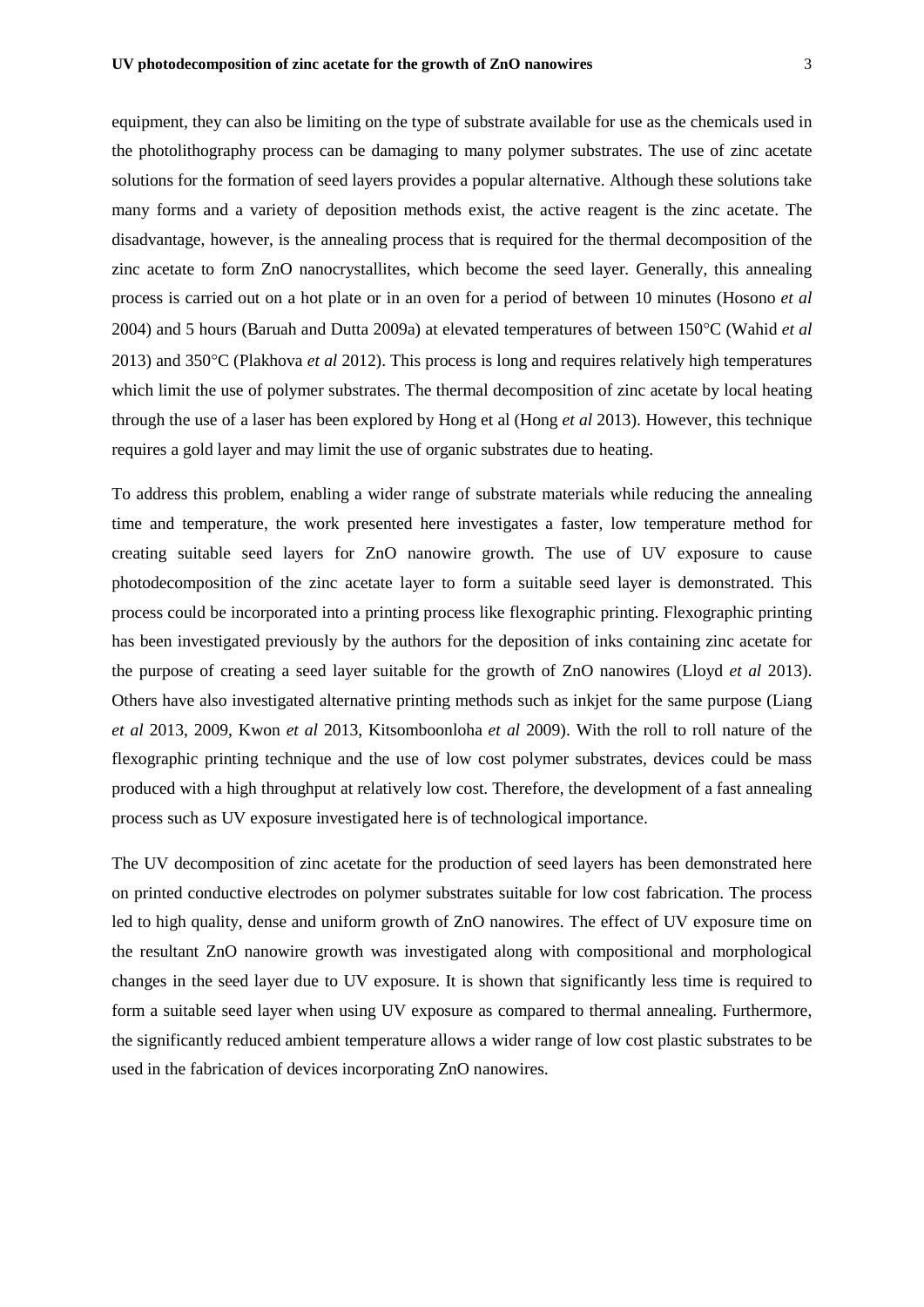equipment, they can also be limiting on the type of substrate available for use as the chemicals used in the photolithography process can be damaging to many polymer substrates. The use of zinc acetate solutions for the formation of seed layers provides a popular alternative. Although these solutions take many forms and a variety of deposition methods exist, the active reagent is the zinc acetate. The disadvantage, however, is the annealing process that is required for the thermal decomposition of the zinc acetate to form ZnO nanocrystallites, which become the seed layer. Generally, this annealing process is carried out on a hot plate or in an oven for a period of between 10 minutes (Hosono *et al* 2004) and 5 hours (Baruah and Dutta 2009a) at elevated temperatures of between 150°C (Wahid *et al* 2013) and 350°C (Plakhova *et al* 2012). This process is long and requires relatively high temperatures which limit the use of polymer substrates. The thermal decomposition of zinc acetate by local heating through the use of a laser has been explored by Hong et al (Hong *et al* 2013). However, this technique requires a gold layer and may limit the use of organic substrates due to heating.

To address this problem, enabling a wider range of substrate materials while reducing the annealing time and temperature, the work presented here investigates a faster, low temperature method for creating suitable seed layers for ZnO nanowire growth. The use of UV exposure to cause photodecomposition of the zinc acetate layer to form a suitable seed layer is demonstrated. This process could be incorporated into a printing process like flexographic printing. Flexographic printing has been investigated previously by the authors for the deposition of inks containing zinc acetate for the purpose of creating a seed layer suitable for the growth of ZnO nanowires (Lloyd *et al* 2013). Others have also investigated alternative printing methods such as inkjet for the same purpose (Liang *et al* 2013, 2009, Kwon *et al* 2013, Kitsomboonloha *et al* 2009). With the roll to roll nature of the flexographic printing technique and the use of low cost polymer substrates, devices could be mass produced with a high throughput at relatively low cost. Therefore, the development of a fast annealing process such as UV exposure investigated here is of technological importance.

The UV decomposition of zinc acetate for the production of seed layers has been demonstrated here on printed conductive electrodes on polymer substrates suitable for low cost fabrication. The process led to high quality, dense and uniform growth of ZnO nanowires. The effect of UV exposure time on the resultant ZnO nanowire growth was investigated along with compositional and morphological changes in the seed layer due to UV exposure. It is shown that significantly less time is required to form a suitable seed layer when using UV exposure as compared to thermal annealing. Furthermore, the significantly reduced ambient temperature allows a wider range of low cost plastic substrates to be used in the fabrication of devices incorporating ZnO nanowires.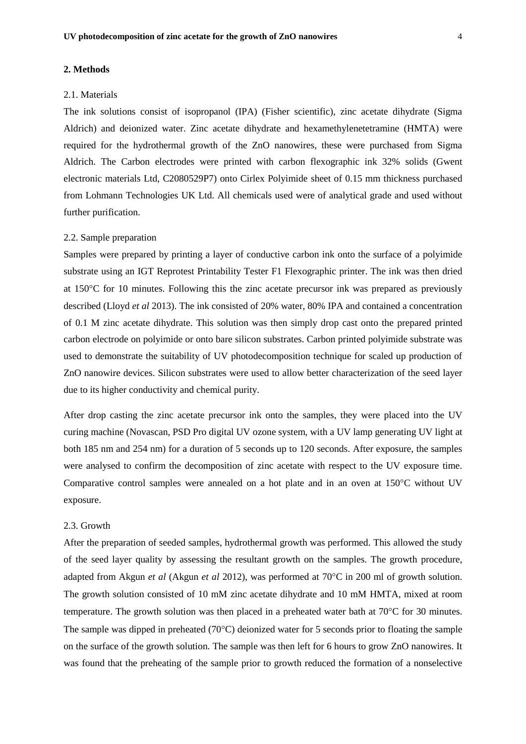## 2. Methods

2.1. Materials

The ink solutions consist of isopropanol (IPA) (Fisher scientific), zinc acetate dihydrate (Sigma Aldrich) and deionized water. Zinc acetate dihydrate and hexamethylenetetramine (HMTA) were required for the hydrothermal growth of the ZnO nanowires, these were purchased from Sigma Aldrich. The Carbon electrodes were printed with carbon flexographic ink 32% solids (Gwent electronic materials Ltd, C2080529P7) onto Cirlex Polyimide sheet of 0.15 mm thickness purchased from Lohmann Technologies UK Ltd. All chemicals used were of analytical grade and used without further purification.

2.2. Sample preparation

Samples were prepared by printing a layer of conductive carbon ink onto the surface of a polyimide substrate using an IGT Reprotest Printability Tester F1 Flexographic printer. The ink was then dried at 150°C for 10 minutes. Following this the zinc acetate precursor ink was prepared as previously described (Lloyd *et al* 2013). The ink consisted of 20% water, 80% IPA and contained a concentration of 0.1 M zinc acetate dihydrate. This solution was then simply drop cast onto the prepared printed carbon electrode on polyimide or onto bare silicon substrates. Carbon printed polyimide substrate was used to demonstrate the suitability of UV photodecomposition technique for scaled up production of ZnO nanowire devices. Silicon substrates were used to allow better characterization of the seed layer due to its higher conductivity and chemical purity.

After drop casting the zinc acetate precursor ink onto the samples, they were placed into the UV curing machine (Novascan, PSD Pro digital UV ozone system, with a UV lamp generating UV light at both 185 nm and 254 nm) for a duration of 5 seconds up to 120 seconds. After exposure, the samples were analysed to confirm the decomposition of zinc acetate with respect to the UV exposure time. Comparative control samples were annealed on a hot plate and in an oven at 150°C without UV exposure.

2.3. Growth

After the preparation of seeded samples, hydrothermal growth was performed. This allowed the study of the seed layer quality by assessing the resultant growth on the samples. The growth procedure, adapted from Akgun *et al* (Akgun *et al* 2012), was performed at 70°C in 200 ml of growth solution. The growth solution consisted of 10 mM zinc acetate dihydrate and 10 mM HMTA, mixed at room temperature. The growth solution was then placed in a preheated water bath at 70°C for 30 minutes. The sample was dipped in preheated (70°C) deionized water for 5 seconds prior to floating the sample on the surface of the growth solution. The sample was then left for 6 hours to grow ZnO nanowires. It was found that the preheating of the sample prior to growth reduced the formation of a nonselective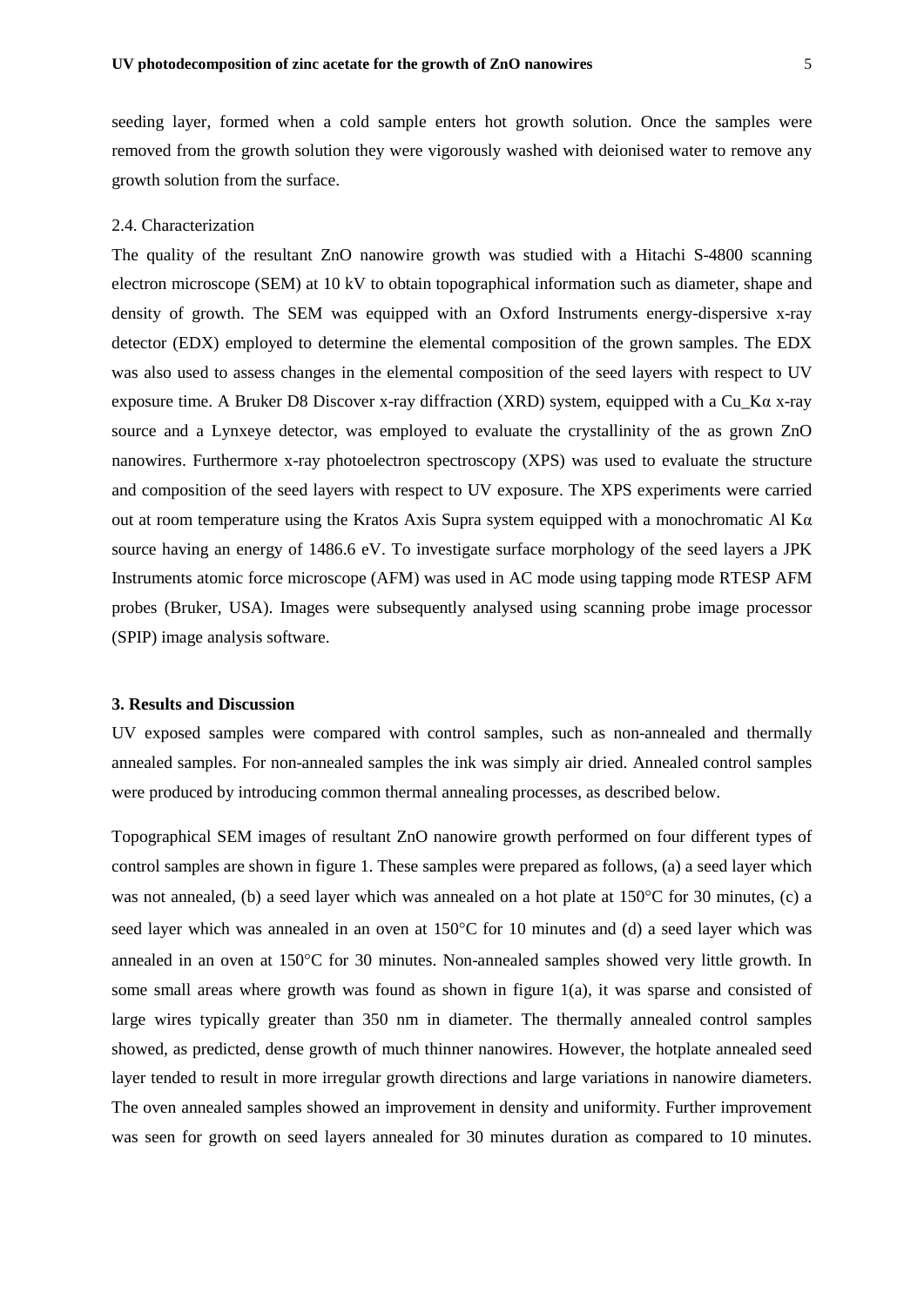seeding layer, formed when a cold sample enters hot growth solution. Once the samples were removed from the growth solution they were vigorously washed with deionised water to remove any growth solution from the surface.

### 2.4. Characterization

The quality of the resultant ZnO nanowire growth was studied with a Hitachi S-4800 scanning electron microscope (SEM) at 10 kV to obtain topographical information such as diameter, shape and density of growth. The SEM was equipped with an Oxford Instruments energy-dispersive x-ray detector (EDX) employed to determine the elemental composition of the grown samples. The EDX was also used to assess changes in the elemental composition of the seed layers with respect to UV exposure time. A Bruker D8 Discover x-ray diffraction (XRD) system, equipped with a Cu_Kα x-ray source and a Lynxeye detector, was employed to evaluate the crystallinity of the as grown ZnO nanowires. Furthermore x-ray photoelectron spectroscopy (XPS) was used to evaluate the structure and composition of the seed layers with respect to UV exposure. The XPS experiments were carried out at room temperature using the Kratos Axis Supra system equipped with a monochromatic Al Kα source having an energy of 1486.6 eV. To investigate surface morphology of the seed layers a JPK Instruments atomic force microscope (AFM) was used in AC mode using tapping mode RTESP AFM probes (Bruker, USA). Images were subsequently analysed using scanning probe image processor (SPIP) image analysis software.

## 3. Results and Discussion

UV exposed samples were compared with control samples, such as non-annealed and thermally annealed samples. For non-annealed samples the ink was simply air dried. Annealed control samples were produced by introducing common thermal annealing processes, as described below.

Topographical SEM images of resultant ZnO nanowire growth performed on four different types of control samples are shown in figure 1. These samples were prepared as follows, (a) a seed layer which was not annealed, (b) a seed layer which was annealed on a hot plate at 150°C for 30 minutes, (c) a seed layer which was annealed in an oven at 150°C for 10 minutes and (d) a seed layer which was annealed in an oven at 150°C for 30 minutes. Non-annealed samples showed very little growth. In some small areas where growth was found as shown in figure 1(a), it was sparse and consisted of large wires typically greater than 350 nm in diameter. The thermally annealed control samples showed, as predicted, dense growth of much thinner nanowires. However, the hotplate annealed seed layer tended to result in more irregular growth directions and large variations in nanowire diameters. The oven annealed samples showed an improvement in density and uniformity. Further improvement was seen for growth on seed layers annealed for 30 minutes duration as compared to 10 minutes.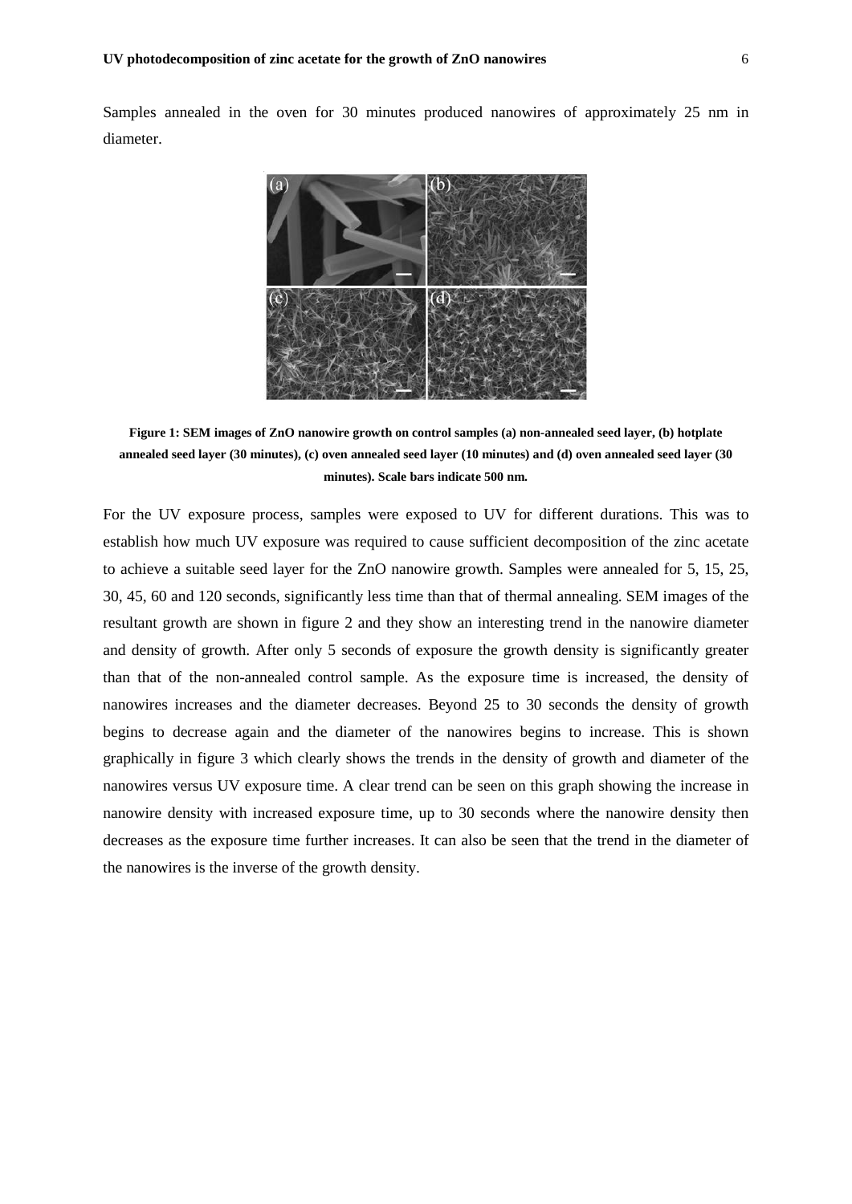Samples annealed in the oven for 30 minutes produced nanowires of approximately 25 nm in diameter.

**Figure 1: SEM images of ZnO nanowire growth on control samples (a) non-annealed seed layer, (b) hotplate annealed seed layer (30 minutes), (c) oven annealed seed layer (10 minutes) and (d) oven annealed seed layer (30 minutes). Scale bars indicate 500 nm.**

For the UV exposure process, samples were exposed to UV for different durations. This was to establish how much UV exposure was required to cause sufficient decomposition of the zinc acetate to achieve a suitable seed layer for the ZnO nanowire growth. Samples were annealed for 5, 15, 25, 30, 45, 60 and 120 seconds, significantly less time than that of thermal annealing. SEM images of the resultant growth are shown in figure 2 and they show an interesting trend in the nanowire diameter and density of growth. After only 5 seconds of exposure the growth density is significantly greater than that of the non-annealed control sample. As the exposure time is increased, the density of nanowires increases and the diameter decreases. Beyond 25 to 30 seconds the density of growth begins to decrease again and the diameter of the nanowires begins to increase. This is shown graphically in figure 3 which clearly shows the trends in the density of growth and diameter of the nanowires versus UV exposure time. A clear trend can be seen on this graph showing the increase in nanowire density with increased exposure time, up to 30 seconds where the nanowire density then decreases as the exposure time further increases. It can also be seen that the trend in the diameter of the nanowires is the inverse of the growth density.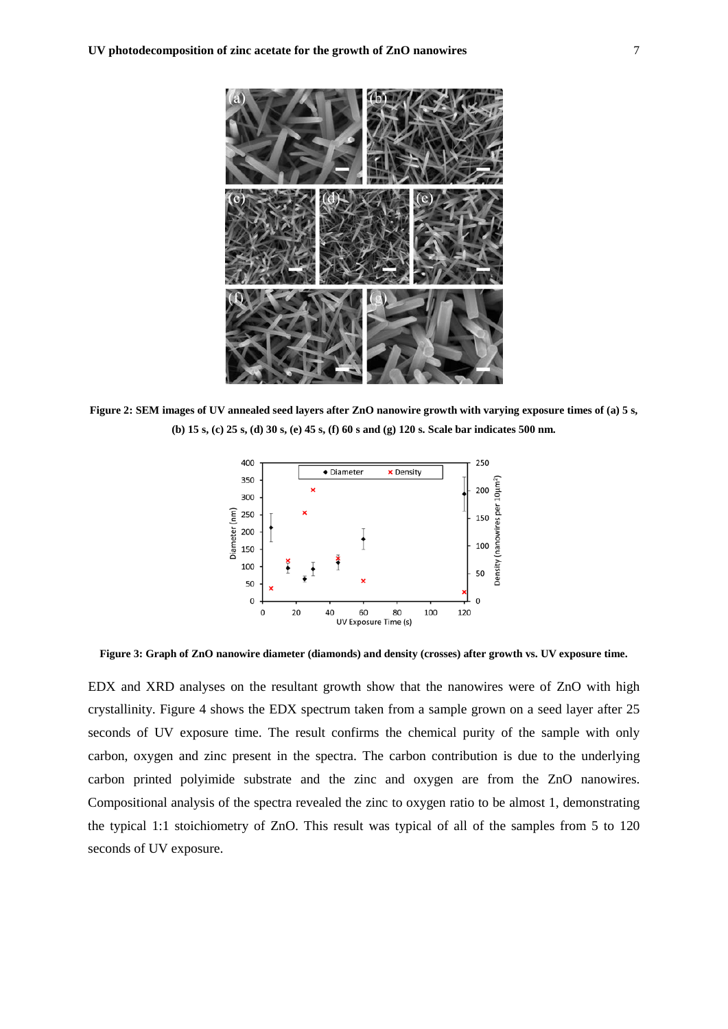**Figure 2: SEM images of UV annealed seed layers after ZnO nanowire growth with varying exposure times of (a) 5 s, (b) 15 s, (c) 25 s, (d) 30 s, (e) 45 s, (f) 60 s and (g) 120 s. Scale bar indicates 500 nm.**

**Figure 3: Graph of ZnO nanowire diameter (diamonds) and density (crosses) after growth vs. UV exposure time.**

EDX and XRD analyses on the resultant growth show that the nanowires were of ZnO with high crystallinity. Figure 4 shows the EDX spectrum taken from a sample grown on a seed layer after 25 seconds of UV exposure time. The result confirms the chemical purity of the sample with only carbon, oxygen and zinc present in the spectra. The carbon contribution is due to the underlying carbon printed polyimide substrate and the zinc and oxygen are from the ZnO nanowires. Compositional analysis of the spectra revealed the zinc to oxygen ratio to be almost 1, demonstrating the typical 1:1 stoichiometry of ZnO. This result was typical of all of the samples from 5 to 120 seconds of UV exposure.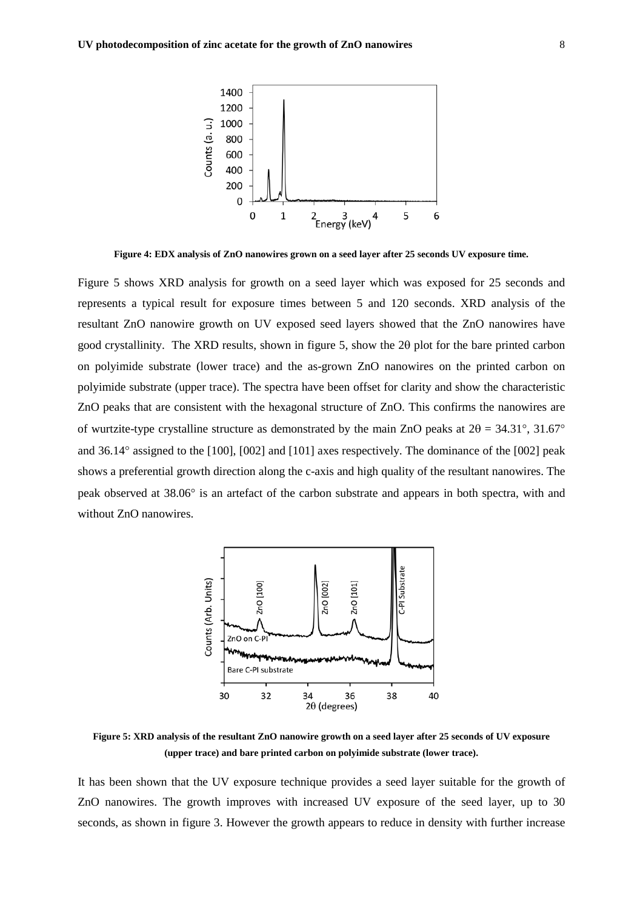**Figure 4: EDX analysis of ZnO nanowires grown on a seed layer after 25 seconds UV exposure time.**

Figure 5 shows XRD analysis for growth on a seed layer which was exposed for 25 seconds and represents a typical result for exposure times between 5 and 120 seconds. XRD analysis of the resultant ZnO nanowire growth on UV exposed seed layers showed that the ZnO nanowires have good crystallinity. The XRD results, shown in figure 5, show the 2θ plot for the bare printed carbon on polyimide substrate (lower trace) and the as-grown ZnO nanowires on the printed carbon on polyimide substrate (upper trace). The spectra have been offset for clarity and show the characteristic ZnO peaks that are consistent with the hexagonal structure of ZnO. This confirms the nanowires are of wurtzite-type crystalline structure as demonstrated by the main ZnO peaks at 2θ = 34.31°, 31.67° and 36.14° assigned to the [100], [002] and [101] axes respectively. The dominance of the [002] peak shows a preferential growth direction along the c-axis and high quality of the resultant nanowires. The peak observed at 38.06° is an artefact of the carbon substrate and appears in both spectra, with and without ZnO nanowires.

**Figure 5: XRD analysis of the resultant ZnO nanowire growth on a seed layer after 25 seconds of UV exposure (upper trace) and bare printed carbon on polyimide substrate (lower trace).**

It has been shown that the UV exposure technique provides a seed layer suitable for the growth of ZnO nanowires. The growth improves with increased UV exposure of the seed layer, up to 30 seconds, as shown in figure 3. However the growth appears to reduce in density with further increase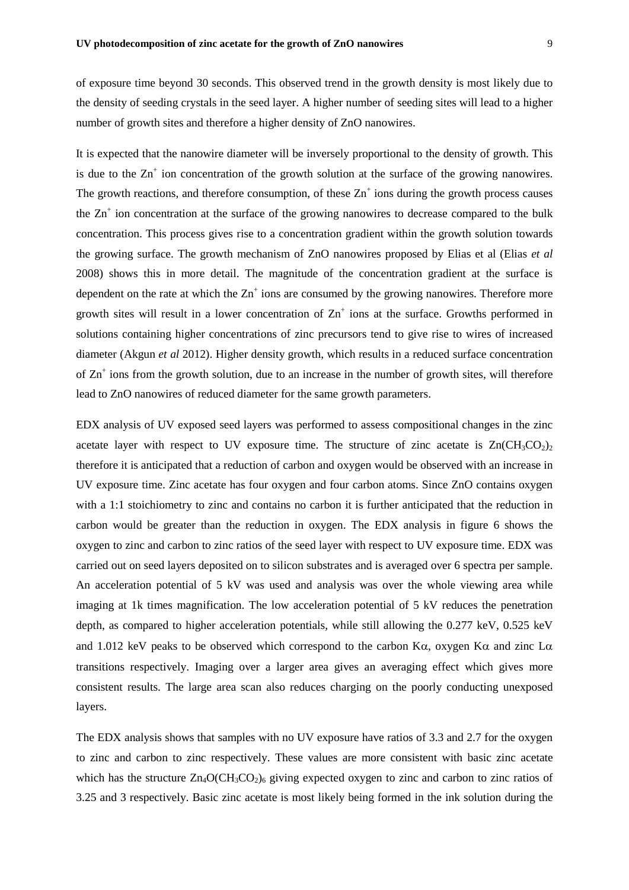of exposure time beyond 30 seconds. This observed trend in the growth density is most likely due to the density of seeding crystals in the seed layer. A higher number of seeding sites will lead to a higher number of growth sites and therefore a higher density of ZnO nanowires.

It is expected that the nanowire diameter will be inversely proportional to the density of growth. This is due to the $Zn^+$ ion concentration of the growth solution at the surface of the growing nanowires. The growth reactions, and therefore consumption, of these $Zn^+$ ions during the growth process causes the $Zn^+$ ion concentration at the surface of the growing nanowires to decrease compared to the bulk concentration. This process gives rise to a concentration gradient within the growth solution towards the growing surface. The growth mechanism of ZnO nanowires proposed by Elias et al (Elias *et al* 2008) shows this in more detail. The magnitude of the concentration gradient at the surface is dependent on the rate at which the $Zn^+$ ions are consumed by the growing nanowires. Therefore more growth sites will result in a lower concentration of $Zn^+$ ions at the surface. Growths performed in solutions containing higher concentrations of zinc precursors tend to give rise to wires of increased diameter (Akgun *et al* 2012). Higher density growth, which results in a reduced surface concentration of $Zn^+$ ions from the growth solution, due to an increase in the number of growth sites, will therefore lead to ZnO nanowires of reduced diameter for the same growth parameters.

EDX analysis of UV exposed seed layers was performed to assess compositional changes in the zinc acetate layer with respect to UV exposure time. The structure of zinc acetate is $Zn(CH_3CO_2)_2$ therefore it is anticipated that a reduction of carbon and oxygen would be observed with an increase in UV exposure time. Zinc acetate has four oxygen and four carbon atoms. Since ZnO contains oxygen with a 1:1 stoichiometry to zinc and contains no carbon it is further anticipated that the reduction in carbon would be greater than the reduction in oxygen. The EDX analysis in figure 6 shows the oxygen to zinc and carbon to zinc ratios of the seed layer with respect to UV exposure time. EDX was carried out on seed layers deposited on to silicon substrates and is averaged over 6 spectra per sample. An acceleration potential of 5 kV was used and analysis was over the whole viewing area while imaging at 1k times magnification. The low acceleration potential of 5 kV reduces the penetration depth, as compared to higher acceleration potentials, while still allowing the 0.277 keV, 0.525 keV and 1.012 keV peaks to be observed which correspond to the carbon K$\alpha$, oxygen K$\alpha$ and zinc L$\alpha$ transitions respectively. Imaging over a larger area gives an averaging effect which gives more consistent results. The large area scan also reduces charging on the poorly conducting unexposed layers.

The EDX analysis shows that samples with no UV exposure have ratios of 3.3 and 2.7 for the oxygen to zinc and carbon to zinc respectively. These values are more consistent with basic zinc acetate which has the structure $Zn_4O(CH_3CO_2)_6$ giving expected oxygen to zinc and carbon to zinc ratios of 3.25 and 3 respectively. Basic zinc acetate is most likely being formed in the ink solution during the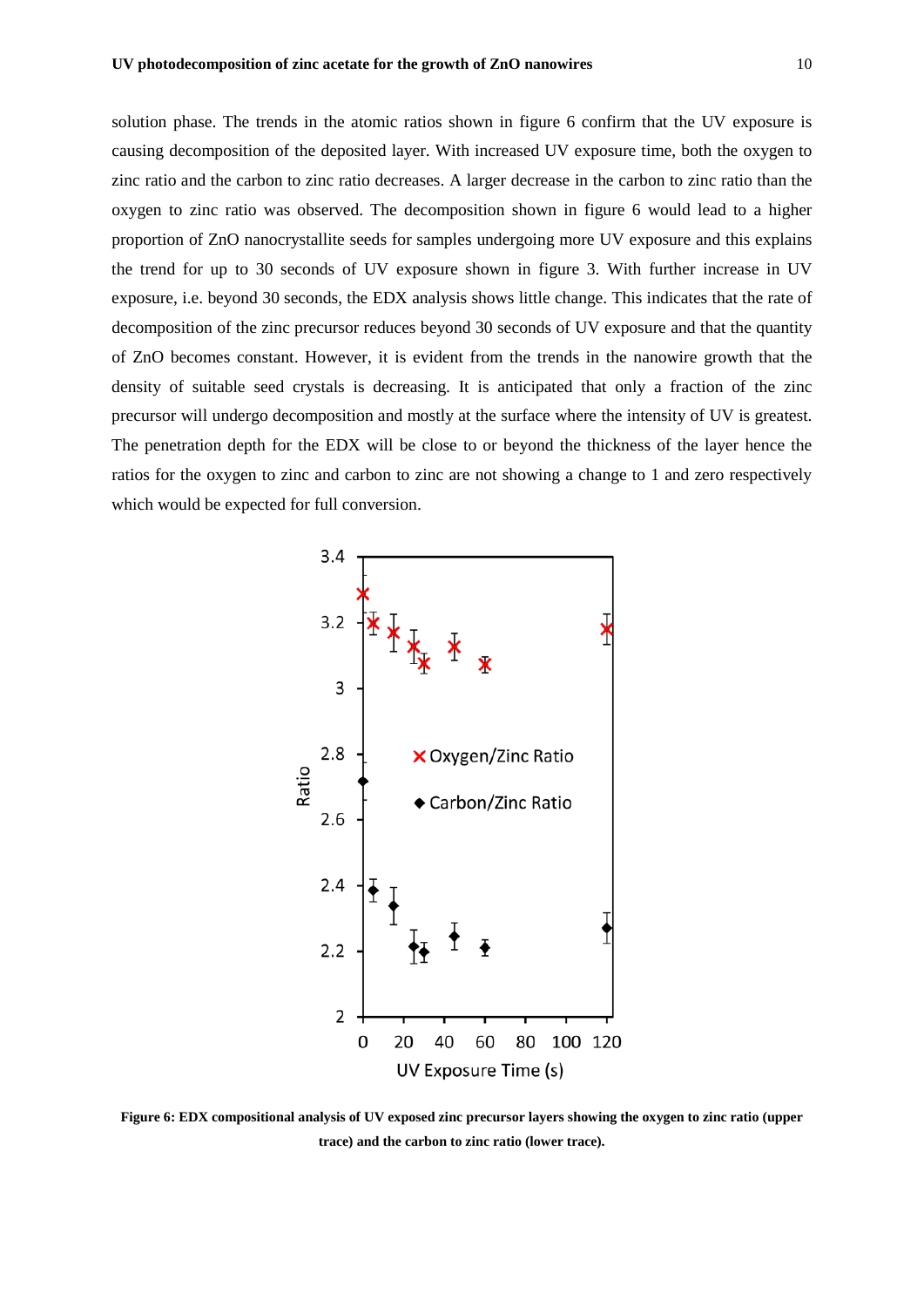solution phase. The trends in the atomic ratios shown in figure 6 confirm that the UV exposure is causing decomposition of the deposited layer. With increased UV exposure time, both the oxygen to zinc ratio and the carbon to zinc ratio decreases. A larger decrease in the carbon to zinc ratio than the oxygen to zinc ratio was observed. The decomposition shown in figure 6 would lead to a higher proportion of ZnO nanocrystallite seeds for samples undergoing more UV exposure and this explains the trend for up to 30 seconds of UV exposure shown in figure 3. With further increase in UV exposure, i.e. beyond 30 seconds, the EDX analysis shows little change. This indicates that the rate of decomposition of the zinc precursor reduces beyond 30 seconds of UV exposure and that the quantity of ZnO becomes constant. However, it is evident from the trends in the nanowire growth that the density of suitable seed crystals is decreasing. It is anticipated that only a fraction of the zinc precursor will undergo decomposition and mostly at the surface where the intensity of UV is greatest. The penetration depth for the EDX will be close to or beyond the thickness of the layer hence the ratios for the oxygen to zinc and carbon to zinc are not showing a change to 1 and zero respectively which would be expected for full conversion.

**Figure 6: EDX compositional analysis of UV exposed zinc precursor layers showing the oxygen to zinc ratio (upper trace) and the carbon to zinc ratio (lower trace).**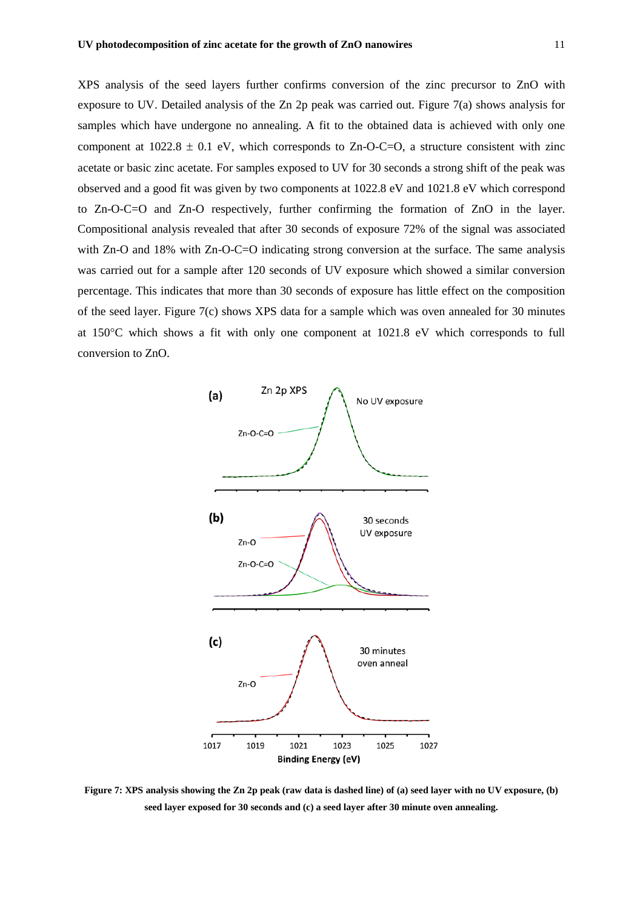XPS analysis of the seed layers further confirms conversion of the zinc precursor to ZnO with exposure to UV. Detailed analysis of the Zn 2p peak was carried out. Figure 7(a) shows analysis for samples which have undergone no annealing. A fit to the obtained data is achieved with only one component at 1022.8 ± 0.1 eV, which corresponds to Zn-O-C=O, a structure consistent with zinc acetate or basic zinc acetate. For samples exposed to UV for 30 seconds a strong shift of the peak was observed and a good fit was given by two components at 1022.8 eV and 1021.8 eV which correspond to Zn-O-C=O and Zn-O respectively, further confirming the formation of ZnO in the layer. Compositional analysis revealed that after 30 seconds of exposure 72% of the signal was associated with Zn-O and 18% with Zn-O-C=O indicating strong conversion at the surface. The same analysis was carried out for a sample after 120 seconds of UV exposure which showed a similar conversion percentage. This indicates that more than 30 seconds of exposure has little effect on the composition of the seed layer. Figure 7(c) shows XPS data for a sample which was oven annealed for 30 minutes at 150°C which shows a fit with only one component at 1021.8 eV which corresponds to full conversion to ZnO.

**Figure 7: XPS analysis showing the Zn 2p peak (raw data is dashed line) of (a) seed layer with no UV exposure, (b) seed layer exposed for 30 seconds and (c) a seed layer after 30 minute oven annealing.**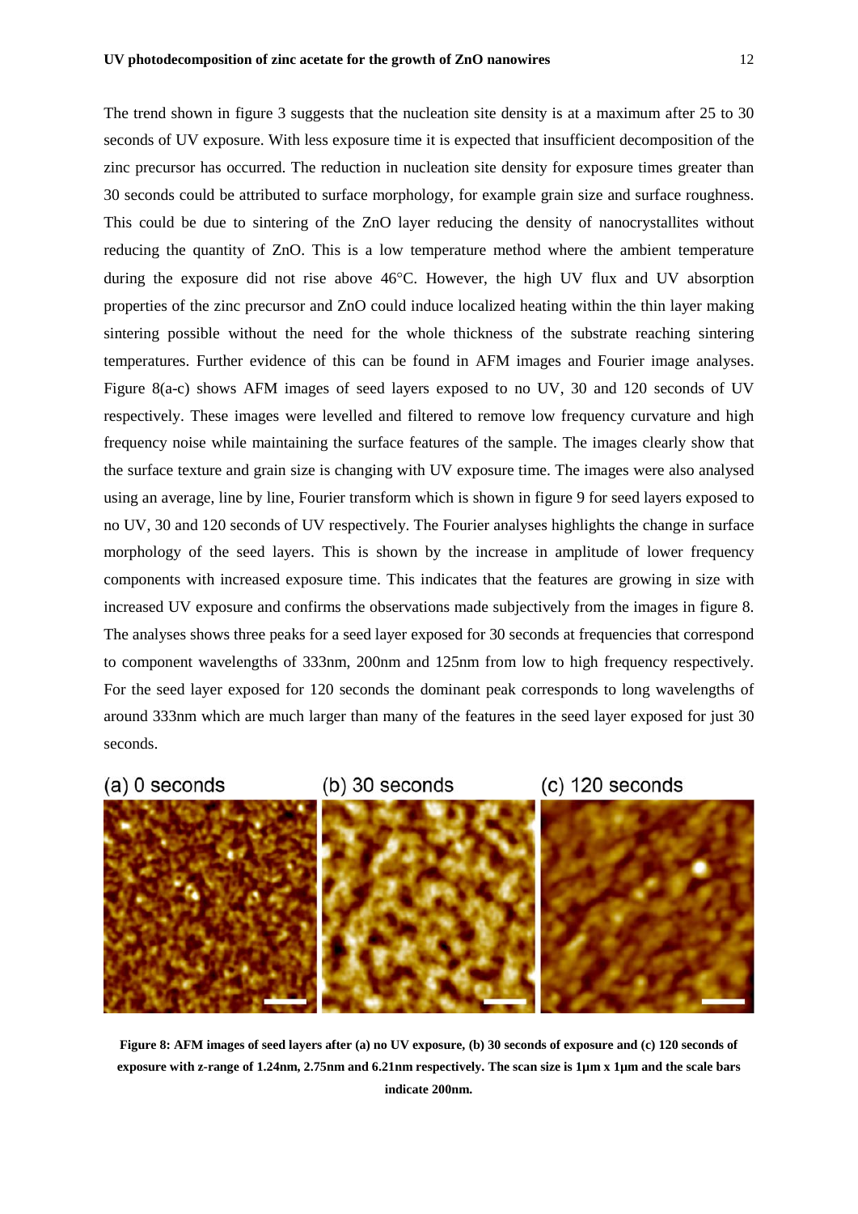The trend shown in figure 3 suggests that the nucleation site density is at a maximum after 25 to 30 seconds of UV exposure. With less exposure time it is expected that insufficient decomposition of the zinc precursor has occurred. The reduction in nucleation site density for exposure times greater than 30 seconds could be attributed to surface morphology, for example grain size and surface roughness. This could be due to sintering of the ZnO layer reducing the density of nanocrystallites without reducing the quantity of ZnO. This is a low temperature method where the ambient temperature during the exposure did not rise above 46°C. However, the high UV flux and UV absorption properties of the zinc precursor and ZnO could induce localized heating within the thin layer making sintering possible without the need for the whole thickness of the substrate reaching sintering temperatures. Further evidence of this can be found in AFM images and Fourier image analyses. Figure 8(a-c) shows AFM images of seed layers exposed to no UV, 30 and 120 seconds of UV respectively. These images were levelled and filtered to remove low frequency curvature and high frequency noise while maintaining the surface features of the sample. The images clearly show that the surface texture and grain size is changing with UV exposure time. The images were also analysed using an average, line by line, Fourier transform which is shown in figure 9 for seed layers exposed to no UV, 30 and 120 seconds of UV respectively. The Fourier analyses highlights the change in surface morphology of the seed layers. This is shown by the increase in amplitude of lower frequency components with increased exposure time. This indicates that the features are growing in size with increased UV exposure and confirms the observations made subjectively from the images in figure 8. The analyses shows three peaks for a seed layer exposed for 30 seconds at frequencies that correspond to component wavelengths of 333nm, 200nm and 125nm from low to high frequency respectively. For the seed layer exposed for 120 seconds the dominant peak corresponds to long wavelengths of around 333nm which are much larger than many of the features in the seed layer exposed for just 30 seconds.

(a) 0 seconds (b) 30 seconds (c) 120 seconds

**Figure 8: AFM images of seed layers after (a) no UV exposure, (b) 30 seconds of exposure and (c) 120 seconds of exposure with z-range of 1.24nm, 2.75nm and 6.21nm respectively. The scan size is 1µm x 1µm and the scale bars indicate 200nm.**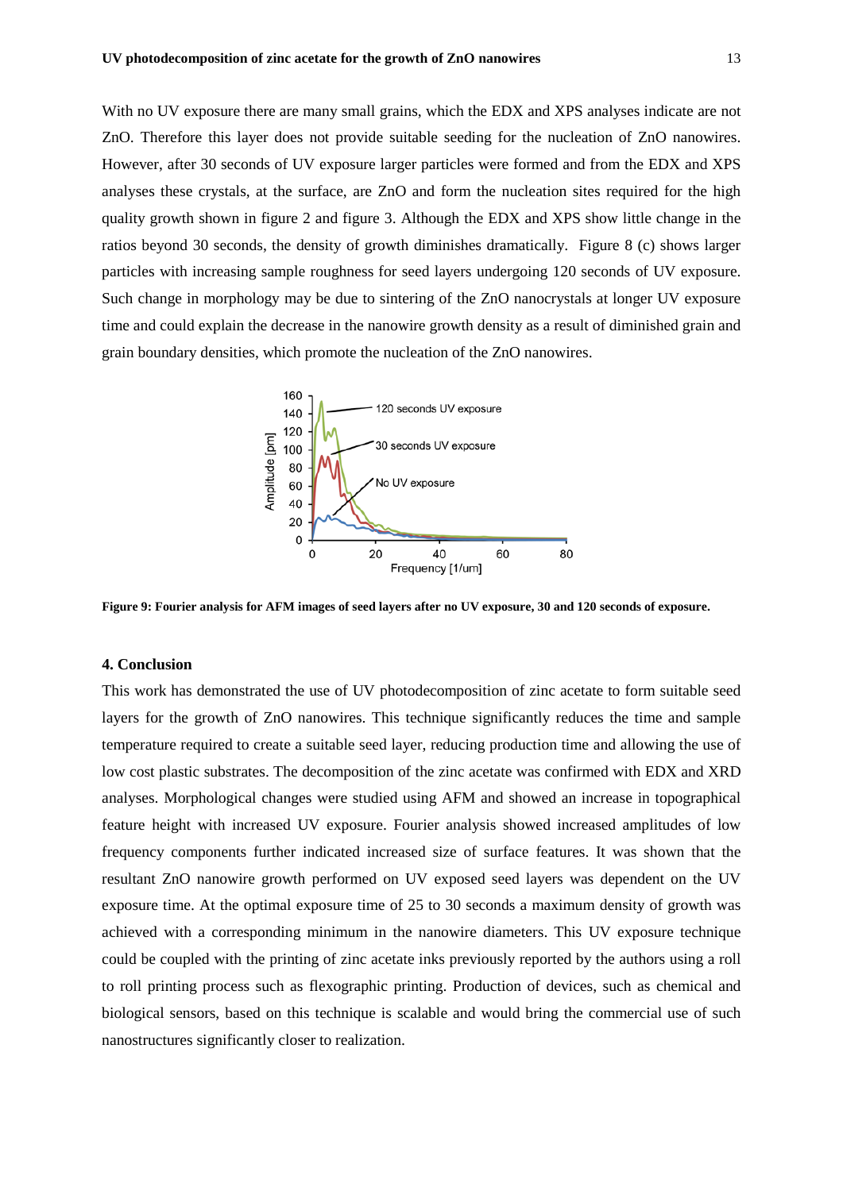With no UV exposure there are many small grains, which the EDX and XPS analyses indicate are not ZnO. Therefore this layer does not provide suitable seeding for the nucleation of ZnO nanowires. However, after 30 seconds of UV exposure larger particles were formed and from the EDX and XPS analyses these crystals, at the surface, are ZnO and form the nucleation sites required for the high quality growth shown in figure 2 and figure 3. Although the EDX and XPS show little change in the ratios beyond 30 seconds, the density of growth diminishes dramatically. Figure 8 (c) shows larger particles with increasing sample roughness for seed layers undergoing 120 seconds of UV exposure. Such change in morphology may be due to sintering of the ZnO nanocrystals at longer UV exposure time and could explain the decrease in the nanowire growth density as a result of diminished grain and grain boundary densities, which promote the nucleation of the ZnO nanowires.

**Figure 9: Fourier analysis for AFM images of seed layers after no UV exposure, 30 and 120 seconds of exposure.**

## 4. Conclusion

This work has demonstrated the use of UV photodecomposition of zinc acetate to form suitable seed layers for the growth of ZnO nanowires. This technique significantly reduces the time and sample temperature required to create a suitable seed layer, reducing production time and allowing the use of low cost plastic substrates. The decomposition of the zinc acetate was confirmed with EDX and XRD analyses. Morphological changes were studied using AFM and showed an increase in topographical feature height with increased UV exposure. Fourier analysis showed increased amplitudes of low frequency components further indicated increased size of surface features. It was shown that the resultant ZnO nanowire growth performed on UV exposed seed layers was dependent on the UV exposure time. At the optimal exposure time of 25 to 30 seconds a maximum density of growth was achieved with a corresponding minimum in the nanowire diameters. This UV exposure technique could be coupled with the printing of zinc acetate inks previously reported by the authors using a roll to roll printing process such as flexographic printing. Production of devices, such as chemical and biological sensors, based on this technique is scalable and would bring the commercial use of such nanostructures significantly closer to realization.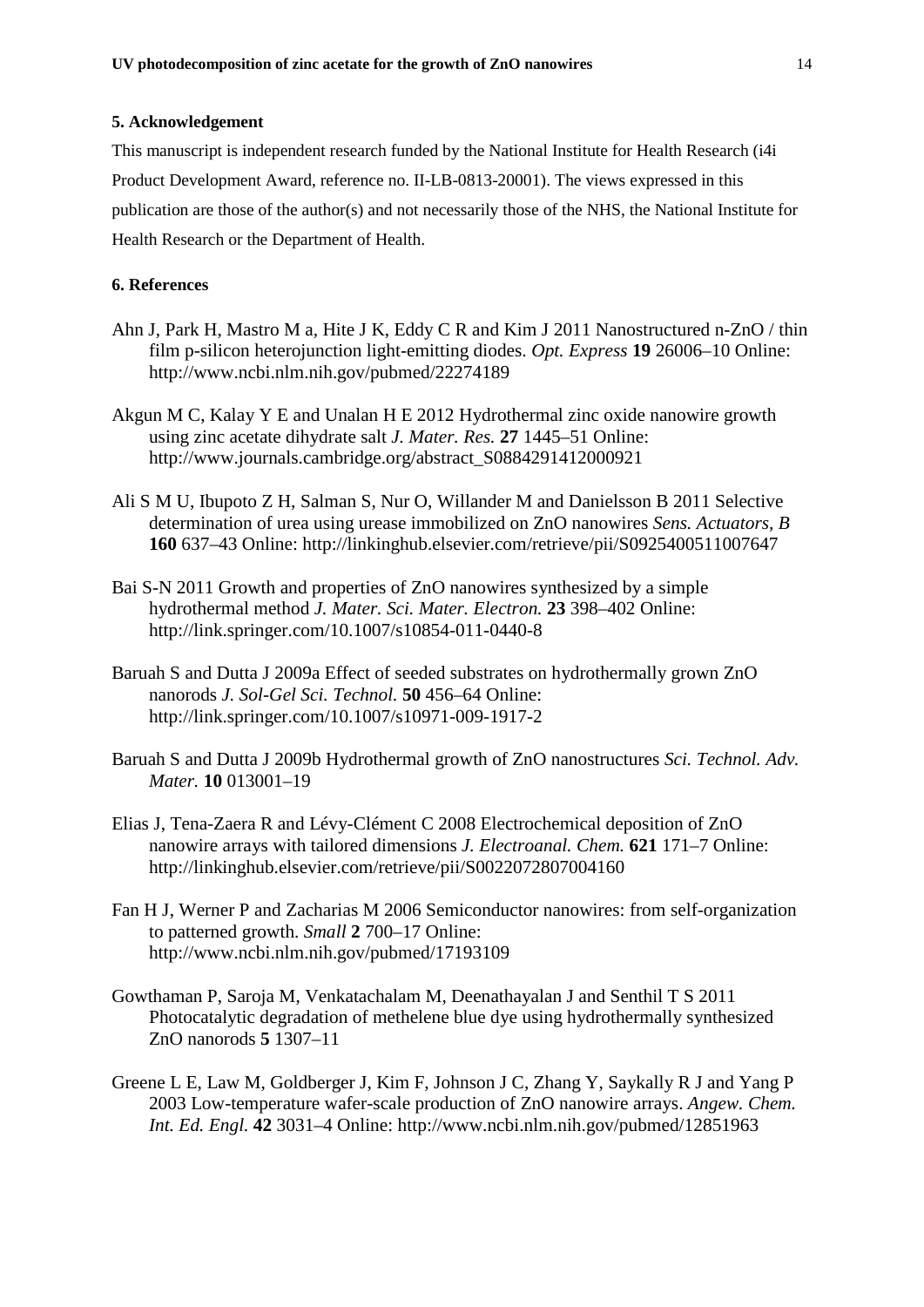## 5. Acknowledgement

This manuscript is independent research funded by the National Institute for Health Research (i4i Product Development Award, reference no. II-LB-0813-20001). The views expressed in this publication are those of the author(s) and not necessarily those of the NHS, the National Institute for Health Research or the Department of Health.

## 6. References

Ahn J, Park H, Mastro M a, Hite J K, Eddy C R and Kim J 2011 Nanostructured n-ZnO / thin film p-silicon heterojunction light-emitting diodes. *Opt. Express* **19** 26006–10 Online: http://www.ncbi.nlm.nih.gov/pubmed/22274189

Akgun M C, Kalay Y E and Unalan H E 2012 Hydrothermal zinc oxide nanowire growth using zinc acetate dihydrate salt *J. Mater. Res.* **27** 1445–51 Online: http://www.journals.cambridge.org/abstract_S0884291412000921

Ali S M U, Ibupoto Z H, Salman S, Nur O, Willander M and Danielsson B 2011 Selective determination of urea using urease immobilized on ZnO nanowires *Sens. Actuators, B* **160** 637–43 Online: http://linkinghub.elsevier.com/retrieve/pii/S0925400511007647

Bai S-N 2011 Growth and properties of ZnO nanowires synthesized by a simple hydrothermal method *J. Mater. Sci. Mater. Electron.* **23** 398–402 Online: http://link.springer.com/10.1007/s10854-011-0440-8

Baruah S and Dutta J 2009a Effect of seeded substrates on hydrothermally grown ZnO nanorods *J. Sol-Gel Sci. Technol.* **50** 456–64 Online: http://link.springer.com/10.1007/s10971-009-1917-2

Baruah S and Dutta J 2009b Hydrothermal growth of ZnO nanostructures *Sci. Technol. Adv. Mater.* **10** 013001–19

Elias J, Tena-Zaera R and Lévy-Clément C 2008 Electrochemical deposition of ZnO nanowire arrays with tailored dimensions *J. Electroanal. Chem.* **621** 171–7 Online: http://linkinghub.elsevier.com/retrieve/pii/S0022072807004160

Fan H J, Werner P and Zacharias M 2006 Semiconductor nanowires: from self-organization to patterned growth. *Small* **2** 700–17 Online: http://www.ncbi.nlm.nih.gov/pubmed/17193109

Gowthaman P, Saroja M, Venkatachalam M, Deenathayalan J and Senthil T S 2011 Photocatalytic degradation of methelene blue dye using hydrothermally synthesized ZnO nanorods **5** 1307–11

Greene L E, Law M, Goldberger J, Kim F, Johnson J C, Zhang Y, Saykally R J and Yang P 2003 Low-temperature wafer-scale production of ZnO nanowire arrays. *Angew. Chem. Int. Ed. Engl.* **42** 3031–4 Online: http://www.ncbi.nlm.nih.gov/pubmed/12851963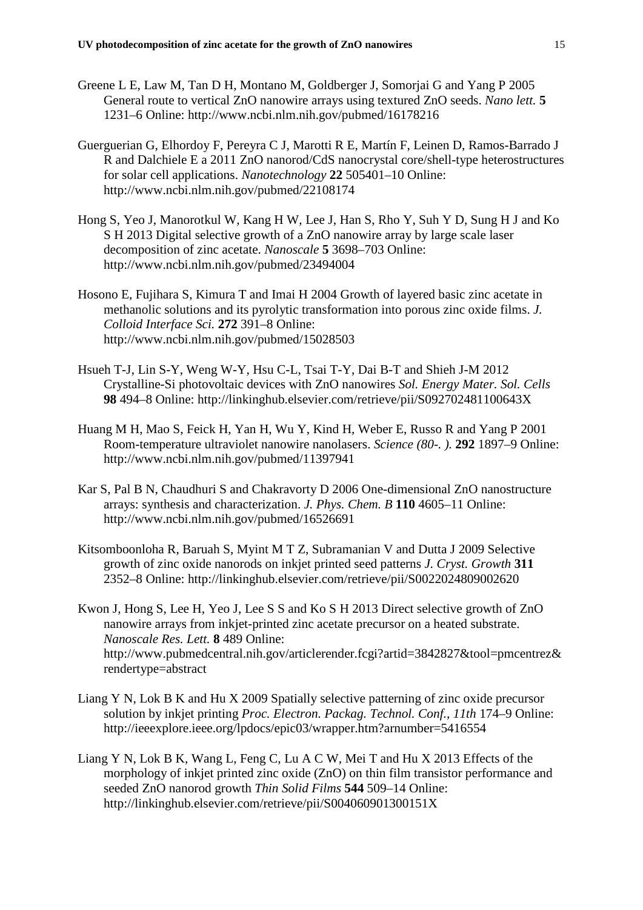Greene L E, Law M, Tan D H, Montano M, Goldberger J, Somorjai G and Yang P 2005 General route to vertical ZnO nanowire arrays using textured ZnO seeds. *Nano lett.* **5** 1231–6 Online: http://www.ncbi.nlm.nih.gov/pubmed/16178216

Guerguerian G, Elhordoy F, Pereyra C J, Marotti R E, Martín F, Leinen D, Ramos-Barrado J R and Dalchiele E a 2011 ZnO nanorod/CdS nanocrystal core/shell-type heterostructures for solar cell applications. *Nanotechnology* **22** 505401–10 Online: http://www.ncbi.nlm.nih.gov/pubmed/22108174

Hong S, Yeo J, Manorotkul W, Kang H W, Lee J, Han S, Rho Y, Suh Y D, Sung H J and Ko S H 2013 Digital selective growth of a ZnO nanowire array by large scale laser decomposition of zinc acetate. *Nanoscale* **5** 3698–703 Online: http://www.ncbi.nlm.nih.gov/pubmed/23494004

Hosono E, Fujihara S, Kimura T and Imai H 2004 Growth of layered basic zinc acetate in methanolic solutions and its pyrolytic transformation into porous zinc oxide films. *J. Colloid Interface Sci.* **272** 391–8 Online: http://www.ncbi.nlm.nih.gov/pubmed/15028503

Hsueh T-J, Lin S-Y, Weng W-Y, Hsu C-L, Tsai T-Y, Dai B-T and Shieh J-M 2012 Crystalline-Si photovoltaic devices with ZnO nanowires *Sol. Energy Mater. Sol. Cells* **98** 494–8 Online: http://linkinghub.elsevier.com/retrieve/pii/S092702481100643X

Huang M H, Mao S, Feick H, Yan H, Wu Y, Kind H, Weber E, Russo R and Yang P 2001 Room-temperature ultraviolet nanowire nanolasers. *Science (80-. ).* **292** 1897–9 Online: http://www.ncbi.nlm.nih.gov/pubmed/11397941

Kar S, Pal B N, Chaudhuri S and Chakravorty D 2006 One-dimensional ZnO nanostructure arrays: synthesis and characterization. *J. Phys. Chem. B* **110** 4605–11 Online: http://www.ncbi.nlm.nih.gov/pubmed/16526691

Kitsomboonloha R, Baruah S, Myint M T Z, Subramanian V and Dutta J 2009 Selective growth of zinc oxide nanorods on inkjet printed seed patterns *J. Cryst. Growth* **311** 2352–8 Online: http://linkinghub.elsevier.com/retrieve/pii/S0022024809002620

Kwon J, Hong S, Lee H, Yeo J, Lee S S and Ko S H 2013 Direct selective growth of ZnO nanowire arrays from inkjet-printed zinc acetate precursor on a heated substrate. *Nanoscale Res. Lett.* **8** 489 Online: http://www.pubmedcentral.nih.gov/articlerender.fcgi?artid=3842827&tool=pmcentrez&rendertype=abstract

Liang Y N, Lok B K and Hu X 2009 Spatially selective patterning of zinc oxide precursor solution by inkjet printing *Proc. Electron. Packag. Technol. Conf., 11th* 174–9 Online: http://ieeexplore.ieee.org/lpdocs/epic03/wrapper.htm?arnumber=5416554

Liang Y N, Lok B K, Wang L, Feng C, Lu A C W, Mei T and Hu X 2013 Effects of the morphology of inkjet printed zinc oxide (ZnO) on thin film transistor performance and seeded ZnO nanorod growth *Thin Solid Films* **544** 509–14 Online: http://linkinghub.elsevier.com/retrieve/pii/S004060901300151X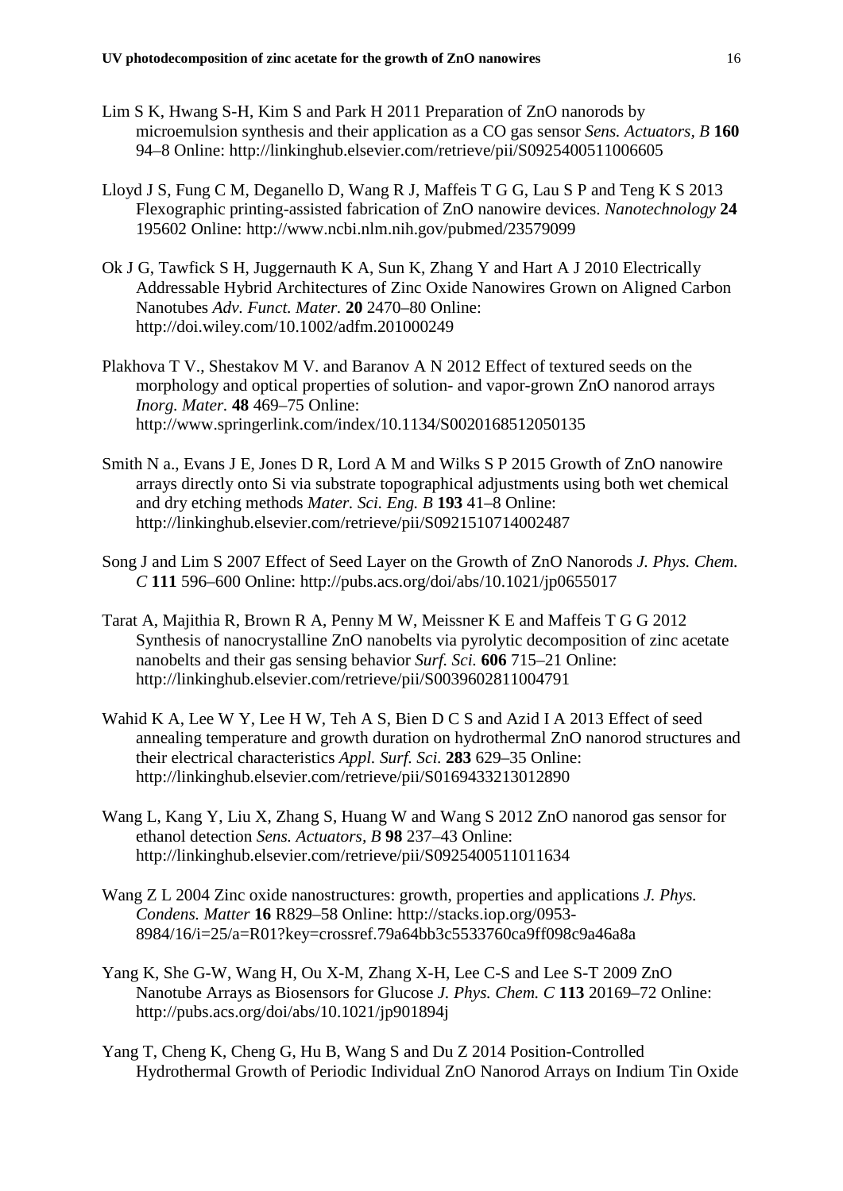Lim S K, Hwang S-H, Kim S and Park H 2011 Preparation of ZnO nanorods by microemulsion synthesis and their application as a CO gas sensor *Sens. Actuators, B* **160** 94–8 Online: http://linkinghub.elsevier.com/retrieve/pii/S0925400511006605

Lloyd J S, Fung C M, Deganello D, Wang R J, Maffeis T G G, Lau S P and Teng K S 2013 Flexographic printing-assisted fabrication of ZnO nanowire devices. *Nanotechnology* **24** 195602 Online: http://www.ncbi.nlm.nih.gov/pubmed/23579099

Ok J G, Tawfick S H, Juggernauth K A, Sun K, Zhang Y and Hart A J 2010 Electrically Addressable Hybrid Architectures of Zinc Oxide Nanowires Grown on Aligned Carbon Nanotubes *Adv. Funct. Mater.* **20** 2470–80 Online: http://doi.wiley.com/10.1002/adfm.201000249

Plakhova T V., Shestakov M V. and Baranov A N 2012 Effect of textured seeds on the morphology and optical properties of solution- and vapor-grown ZnO nanorod arrays *Inorg. Mater.* **48** 469–75 Online: http://www.springerlink.com/index/10.1134/S0020168512050135

Smith N a., Evans J E, Jones D R, Lord A M and Wilks S P 2015 Growth of ZnO nanowire arrays directly onto Si via substrate topographical adjustments using both wet chemical and dry etching methods *Mater. Sci. Eng. B* **193** 41–8 Online: http://linkinghub.elsevier.com/retrieve/pii/S0921510714002487

Song J and Lim S 2007 Effect of Seed Layer on the Growth of ZnO Nanorods *J. Phys. Chem. C* **111** 596–600 Online: http://pubs.acs.org/doi/abs/10.1021/jp0655017

Tarat A, Majithia R, Brown R A, Penny M W, Meissner K E and Maffeis T G G 2012 Synthesis of nanocrystalline ZnO nanobelts via pyrolytic decomposition of zinc acetate nanobelts and their gas sensing behavior *Surf. Sci.* **606** 715–21 Online: http://linkinghub.elsevier.com/retrieve/pii/S0039602811004791

Wahid K A, Lee W Y, Lee H W, Teh A S, Bien D C S and Azid I A 2013 Effect of seed annealing temperature and growth duration on hydrothermal ZnO nanorod structures and their electrical characteristics *Appl. Surf. Sci.* **283** 629–35 Online: http://linkinghub.elsevier.com/retrieve/pii/S0169433213012890

Wang L, Kang Y, Liu X, Zhang S, Huang W and Wang S 2012 ZnO nanorod gas sensor for ethanol detection *Sens. Actuators, B* **98** 237–43 Online: http://linkinghub.elsevier.com/retrieve/pii/S0925400511011634

Wang Z L 2004 Zinc oxide nanostructures: growth, properties and applications *J. Phys. Condens. Matter* **16** R829–58 Online: http://stacks.iop.org/0953-8984/16/i=25/a=R01?key=crossref.79a64bb3c5533760ca9ff098c9a46a8a

Yang K, She G-W, Wang H, Ou X-M, Zhang X-H, Lee C-S and Lee S-T 2009 ZnO Nanotube Arrays as Biosensors for Glucose *J. Phys. Chem. C* **113** 20169–72 Online: http://pubs.acs.org/doi/abs/10.1021/jp901894j

Yang T, Cheng K, Cheng G, Hu B, Wang S and Du Z 2014 Position-Controlled Hydrothermal Growth of Periodic Individual ZnO Nanorod Arrays on Indium Tin Oxide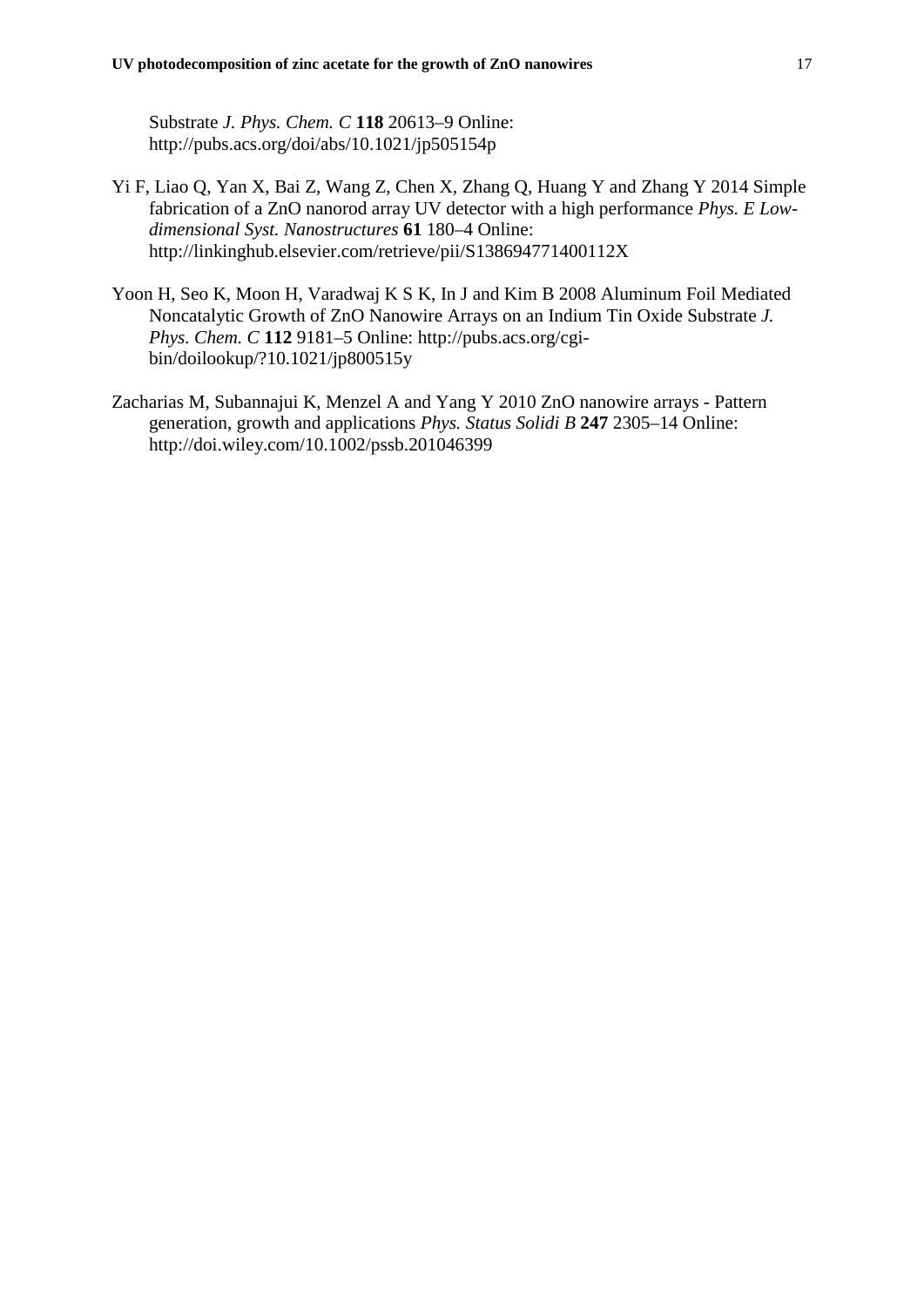Substrate *J. Phys. Chem. C* **118** 20613–9 Online: http://pubs.acs.org/doi/abs/10.1021/jp505154p

Yi F, Liao Q, Yan X, Bai Z, Wang Z, Chen X, Zhang Q, Huang Y and Zhang Y 2014 Simple fabrication of a ZnO nanorod array UV detector with a high performance *Phys. E Low-dimensional Syst. Nanostructures* **61** 180–4 Online: http://linkinghub.elsevier.com/retrieve/pii/S138694771400112X

Yoon H, Seo K, Moon H, Varadwaj K S K, In J and Kim B 2008 Aluminum Foil Mediated Noncatalytic Growth of ZnO Nanowire Arrays on an Indium Tin Oxide Substrate *J. Phys. Chem. C* **112** 9181–5 Online: http://pubs.acs.org/cgi-bin/doilookup/?10.1021/jp800515y

Zacharias M, Subannajui K, Menzel A and Yang Y 2010 ZnO nanowire arrays - Pattern generation, growth and applications *Phys. Status Solidi B* **247** 2305–14 Online: http://doi.wiley.com/10.1002/pssb.201046399